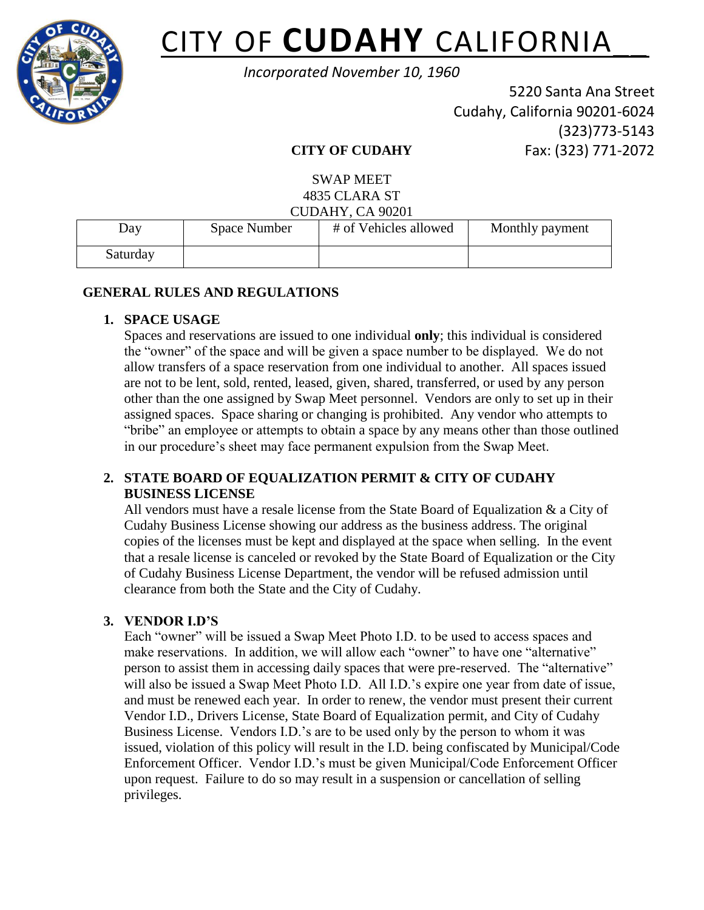# CITY OF **CUDAHY** CALIFORNIA

*Incorporated November 10, 1960*

5220 Santa Ana Street
Cudahy, California 90201-6024
(323)773-5143
Fax: (323) 771-2072

**CITY OF CUDAHY**

SWAP MEET
4835 CLARA ST
CUDAHY, CA 90201

| Day | Space Number | # of Vehicles allowed | Monthly payment |
|---|---|---|---|
| Saturday | | | |

## GENERAL RULES AND REGULATIONS

### 1. SPACE USAGE

Spaces and reservations are issued to one individual **only**; this individual is considered the "owner" of the space and will be given a space number to be displayed. We do not allow transfers of a space reservation from one individual to another. All spaces issued are not to be lent, sold, rented, leased, given, shared, transferred, or used by any person other than the one assigned by Swap Meet personnel. Vendors are only to set up in their assigned spaces. Space sharing or changing is prohibited. Any vendor who attempts to "bribe" an employee or attempts to obtain a space by any means other than those outlined in our procedure's sheet may face permanent expulsion from the Swap Meet.

### 2. STATE BOARD OF EQUALIZATION PERMIT & CITY OF CUDAHY BUSINESS LICENSE

All vendors must have a resale license from the State Board of Equalization & a City of Cudahy Business License showing our address as the business address. The original copies of the licenses must be kept and displayed at the space when selling. In the event that a resale license is canceled or revoked by the State Board of Equalization or the City of Cudahy Business License Department, the vendor will be refused admission until clearance from both the State and the City of Cudahy.

### 3. VENDOR I.D'S

Each "owner" will be issued a Swap Meet Photo I.D. to be used to access spaces and make reservations. In addition, we will allow each "owner" to have one "alternative" person to assist them in accessing daily spaces that were pre-reserved. The "alternative" will also be issued a Swap Meet Photo I.D. All I.D.'s expire one year from date of issue, and must be renewed each year. In order to renew, the vendor must present their current Vendor I.D., Drivers License, State Board of Equalization permit, and City of Cudahy Business License. Vendors I.D.'s are to be used only by the person to whom it was issued, violation of this policy will result in the I.D. being confiscated by Municipal/Code Enforcement Officer. Vendor I.D.'s must be given Municipal/Code Enforcement Officer upon request. Failure to do so may result in a suspension or cancellation of selling privileges.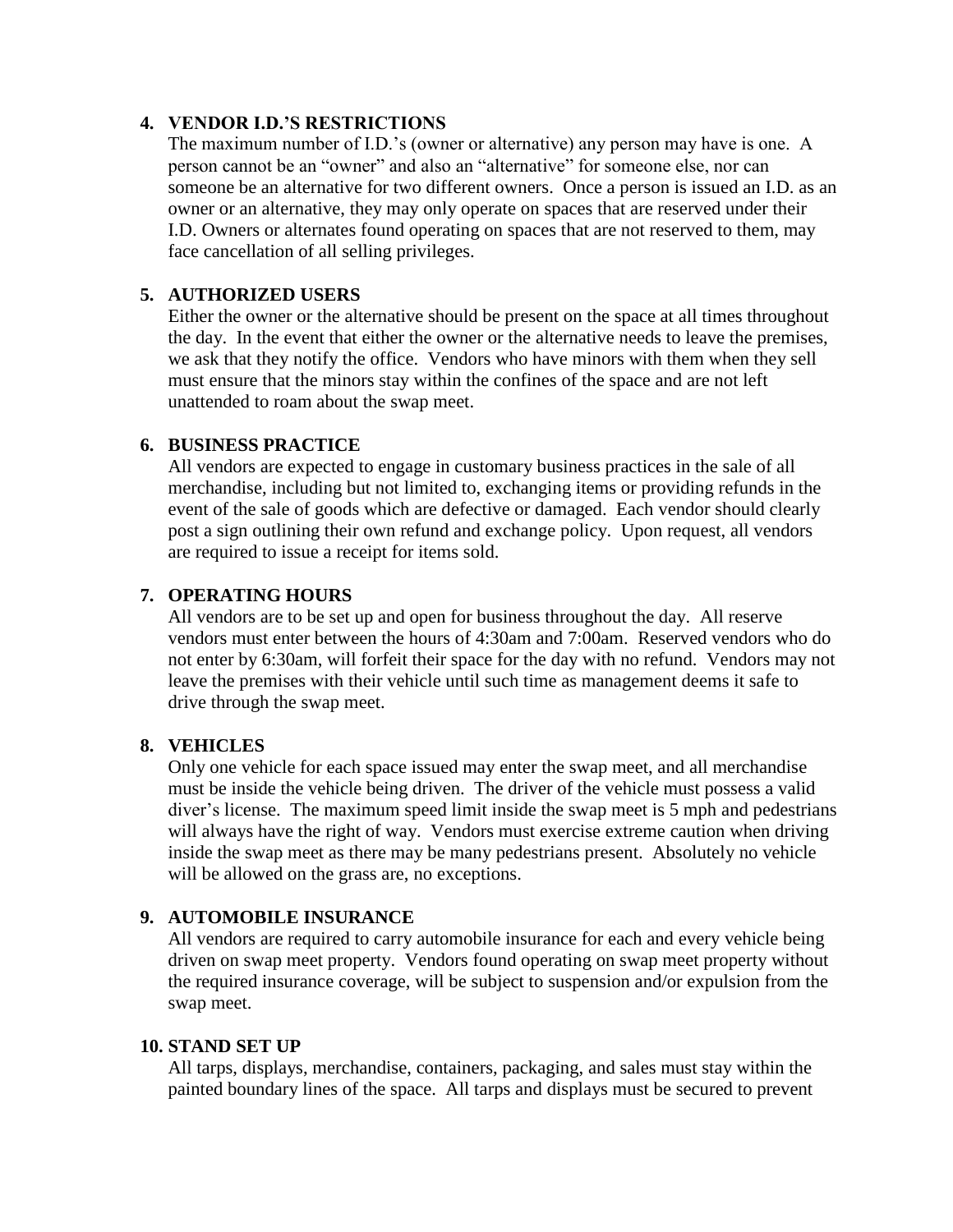**4. VENDOR I.D.'S RESTRICTIONS**

The maximum number of I.D.'s (owner or alternative) any person may have is one. A person cannot be an "owner" and also an "alternative" for someone else, nor can someone be an alternative for two different owners. Once a person is issued an I.D. as an owner or an alternative, they may only operate on spaces that are reserved under their I.D. Owners or alternates found operating on spaces that are not reserved to them, may face cancellation of all selling privileges.

**5. AUTHORIZED USERS**

Either the owner or the alternative should be present on the space at all times throughout the day. In the event that either the owner or the alternative needs to leave the premises, we ask that they notify the office. Vendors who have minors with them when they sell must ensure that the minors stay within the confines of the space and are not left unattended to roam about the swap meet.

**6. BUSINESS PRACTICE**

All vendors are expected to engage in customary business practices in the sale of all merchandise, including but not limited to, exchanging items or providing refunds in the event of the sale of goods which are defective or damaged. Each vendor should clearly post a sign outlining their own refund and exchange policy. Upon request, all vendors are required to issue a receipt for items sold.

**7. OPERATING HOURS**

All vendors are to be set up and open for business throughout the day. All reserve vendors must enter between the hours of 4:30am and 7:00am. Reserved vendors who do not enter by 6:30am, will forfeit their space for the day with no refund. Vendors may not leave the premises with their vehicle until such time as management deems it safe to drive through the swap meet.

**8. VEHICLES**

Only one vehicle for each space issued may enter the swap meet, and all merchandise must be inside the vehicle being driven. The driver of the vehicle must possess a valid diver's license. The maximum speed limit inside the swap meet is 5 mph and pedestrians will always have the right of way. Vendors must exercise extreme caution when driving inside the swap meet as there may be many pedestrians present. Absolutely no vehicle will be allowed on the grass are, no exceptions.

**9. AUTOMOBILE INSURANCE**

All vendors are required to carry automobile insurance for each and every vehicle being driven on swap meet property. Vendors found operating on swap meet property without the required insurance coverage, will be subject to suspension and/or expulsion from the swap meet.

**10. STAND SET UP**

All tarps, displays, merchandise, containers, packaging, and sales must stay within the painted boundary lines of the space. All tarps and displays must be secured to prevent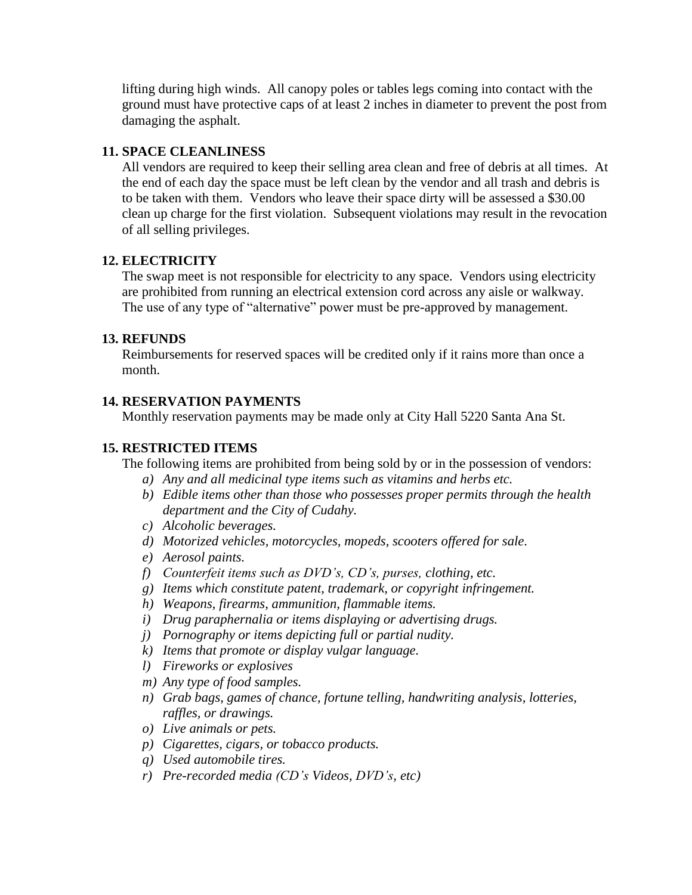lifting during high winds. All canopy poles or tables legs coming into contact with the ground must have protective caps of at least 2 inches in diameter to prevent the post from damaging the asphalt.

**11. SPACE CLEANLINESS**

All vendors are required to keep their selling area clean and free of debris at all times. At the end of each day the space must be left clean by the vendor and all trash and debris is to be taken with them. Vendors who leave their space dirty will be assessed a $30.00 clean up charge for the first violation. Subsequent violations may result in the revocation of all selling privileges.

**12. ELECTRICITY**

The swap meet is not responsible for electricity to any space. Vendors using electricity are prohibited from running an electrical extension cord across any aisle or walkway. The use of any type of "alternative" power must be pre-approved by management.

**13. REFUNDS**

Reimbursements for reserved spaces will be credited only if it rains more than once a month.

**14. RESERVATION PAYMENTS**

Monthly reservation payments may be made only at City Hall 5220 Santa Ana St.

**15. RESTRICTED ITEMS**

The following items are prohibited from being sold by or in the possession of vendors:

a) *Any and all medicinal type items such as vitamins and herbs etc.*
b) *Edible items other than those who possesses proper permits through the health department and the City of Cudahy.*
c) *Alcoholic beverages.*
d) *Motorized vehicles, motorcycles, mopeds, scooters offered for sale.*
e) *Aerosol paints.*
f) *Counterfeit items such as DVD's, CD's, purses, clothing, etc.*
g) *Items which constitute patent, trademark, or copyright infringement.*
h) *Weapons, firearms, ammunition, flammable items.*
i) *Drug paraphernalia or items displaying or advertising drugs.*
j) *Pornography or items depicting full or partial nudity.*
k) *Items that promote or display vulgar language.*
l) *Fireworks or explosives*
m) *Any type of food samples.*
n) *Grab bags, games of chance, fortune telling, handwriting analysis, lotteries, raffles, or drawings.*
o) *Live animals or pets.*
p) *Cigarettes, cigars, or tobacco products.*
q) *Used automobile tires.*
r) *Pre-recorded media (CD's Videos, DVD's, etc)*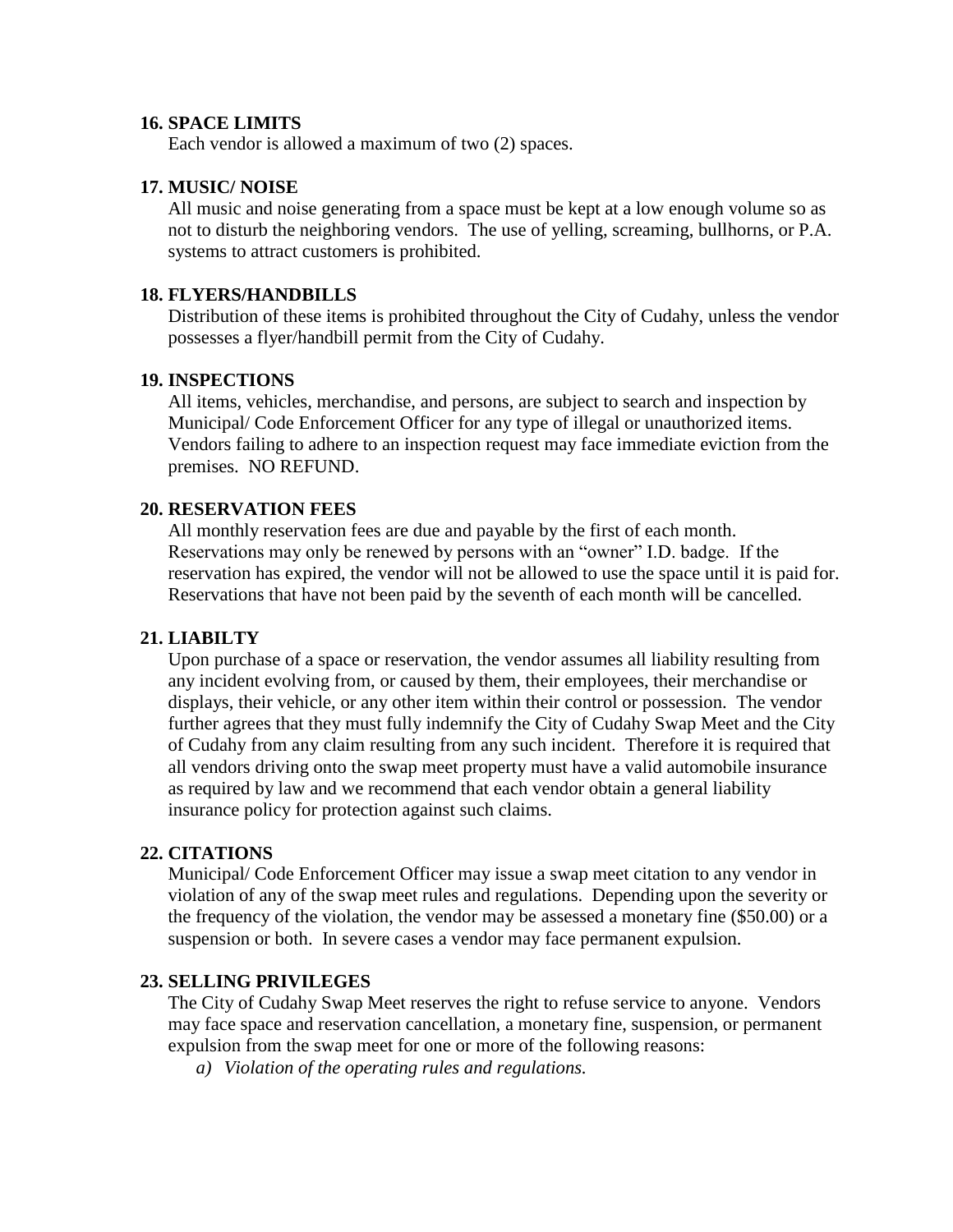**16. SPACE LIMITS**

Each vendor is allowed a maximum of two (2) spaces.

**17. MUSIC/ NOISE**

All music and noise generating from a space must be kept at a low enough volume so as not to disturb the neighboring vendors. The use of yelling, screaming, bullhorns, or P.A. systems to attract customers is prohibited.

**18. FLYERS/HANDBILLS**

Distribution of these items is prohibited throughout the City of Cudahy, unless the vendor possesses a flyer/handbill permit from the City of Cudahy.

**19. INSPECTIONS**

All items, vehicles, merchandise, and persons, are subject to search and inspection by Municipal/ Code Enforcement Officer for any type of illegal or unauthorized items. Vendors failing to adhere to an inspection request may face immediate eviction from the premises. NO REFUND.

**20. RESERVATION FEES**

All monthly reservation fees are due and payable by the first of each month. Reservations may only be renewed by persons with an "owner" I.D. badge. If the reservation has expired, the vendor will not be allowed to use the space until it is paid for. Reservations that have not been paid by the seventh of each month will be cancelled.

**21. LIABILTY**

Upon purchase of a space or reservation, the vendor assumes all liability resulting from any incident evolving from, or caused by them, their employees, their merchandise or displays, their vehicle, or any other item within their control or possession. The vendor further agrees that they must fully indemnify the City of Cudahy Swap Meet and the City of Cudahy from any claim resulting from any such incident. Therefore it is required that all vendors driving onto the swap meet property must have a valid automobile insurance as required by law and we recommend that each vendor obtain a general liability insurance policy for protection against such claims.

**22. CITATIONS**

Municipal/ Code Enforcement Officer may issue a swap meet citation to any vendor in violation of any of the swap meet rules and regulations. Depending upon the severity or the frequency of the violation, the vendor may be assessed a monetary fine ($50.00) or a suspension or both. In severe cases a vendor may face permanent expulsion.

**23. SELLING PRIVILEGES**

The City of Cudahy Swap Meet reserves the right to refuse service to anyone. Vendors may face space and reservation cancellation, a monetary fine, suspension, or permanent expulsion from the swap meet for one or more of the following reasons:

a) *Violation of the operating rules and regulations.*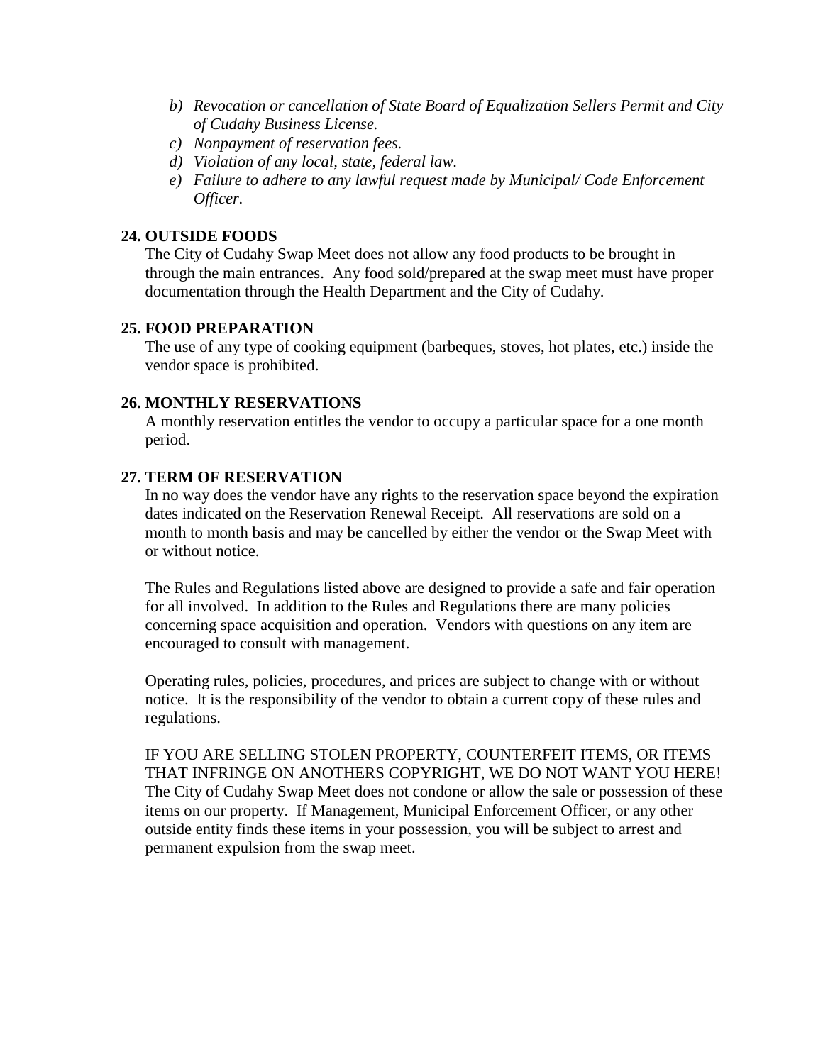b) *Revocation or cancellation of State Board of Equalization Sellers Permit and City of Cudahy Business License.*
c) *Nonpayment of reservation fees.*
d) *Violation of any local, state, federal law.*
e) *Failure to adhere to any lawful request made by Municipal/ Code Enforcement Officer.*

**24. OUTSIDE FOODS**

The City of Cudahy Swap Meet does not allow any food products to be brought in through the main entrances. Any food sold/prepared at the swap meet must have proper documentation through the Health Department and the City of Cudahy.

**25. FOOD PREPARATION**

The use of any type of cooking equipment (barbeques, stoves, hot plates, etc.) inside the vendor space is prohibited.

**26. MONTHLY RESERVATIONS**

A monthly reservation entitles the vendor to occupy a particular space for a one month period.

**27. TERM OF RESERVATION**

In no way does the vendor have any rights to the reservation space beyond the expiration dates indicated on the Reservation Renewal Receipt. All reservations are sold on a month to month basis and may be cancelled by either the vendor or the Swap Meet with or without notice.

The Rules and Regulations listed above are designed to provide a safe and fair operation for all involved. In addition to the Rules and Regulations there are many policies concerning space acquisition and operation. Vendors with questions on any item are encouraged to consult with management.

Operating rules, policies, procedures, and prices are subject to change with or without notice. It is the responsibility of the vendor to obtain a current copy of these rules and regulations.

IF YOU ARE SELLING STOLEN PROPERTY, COUNTERFEIT ITEMS, OR ITEMS THAT INFRINGE ON ANOTHERS COPYRIGHT, WE DO NOT WANT YOU HERE! The City of Cudahy Swap Meet does not condone or allow the sale or possession of these items on our property. If Management, Municipal Enforcement Officer, or any other outside entity finds these items in your possession, you will be subject to arrest and permanent expulsion from the swap meet.